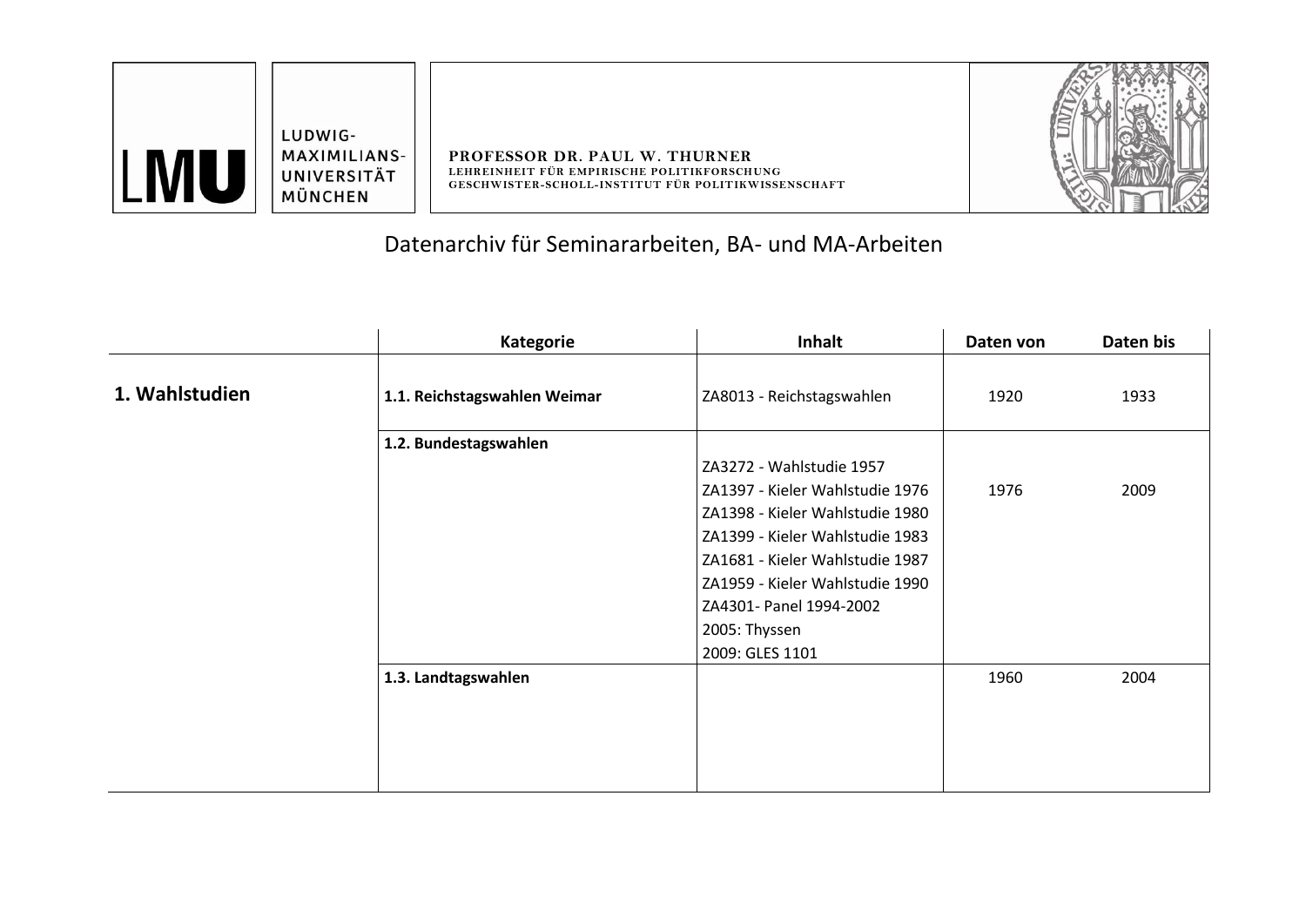LUDWIG-MAXIMILIANS-UNIVERSITÄT MÜNCHEN

**PROFESSOR DR. PAUL W. THURNER**
**LEHREINHEIT FÜR EMPIRISCHE POLITIKFORSCHUNG**
**GESCHWISTER-SCHOLL-INSTITUT FÜR POLITIKWISSENSCHAFT**

# Datenarchiv für Seminararbeiten, BA- und MA-Arbeiten

| | Kategorie | Inhalt | Daten von | Daten bis |
|---|---|---|---|---|
| **1. Wahlstudien** | **1.1. Reichstagswahlen Weimar** | ZA8013 - Reichstagswahlen | 1920 | 1933 |
| | **1.2. Bundestagswahlen** | ZA3272 - Wahlstudie 1957<br>ZA1397 - Kieler Wahlstudie 1976<br>ZA1398 - Kieler Wahlstudie 1980<br>ZA1399 - Kieler Wahlstudie 1983<br>ZA1681 - Kieler Wahlstudie 1987<br>ZA1959 - Kieler Wahlstudie 1990<br>ZA4301- Panel 1994-2002<br>2005: Thyssen<br>2009: GLES 1101 | 1976 | 2009 |
| | **1.3. Landtagswahlen** | | 1960 | 2004 |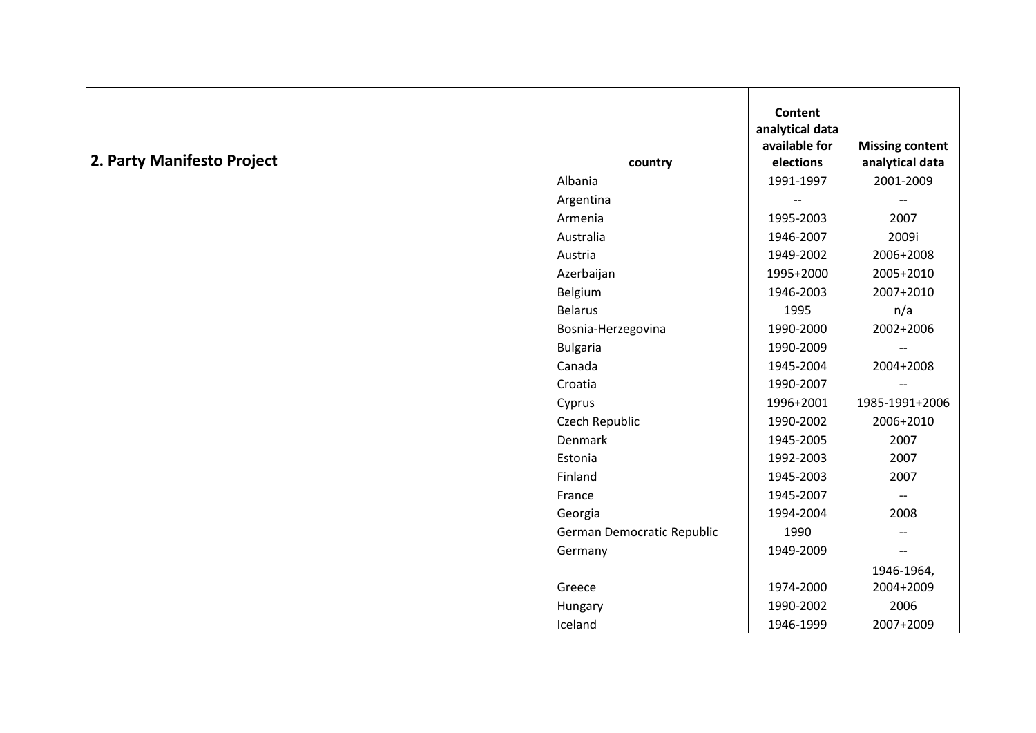## 2. Party Manifesto Project

| country | Content analytical data available for elections | Missing content analytical data |
|---|---|---|
| Albania | 1991-1997 | 2001-2009 |
| Argentina | -- | -- |
| Armenia | 1995-2003 | 2007 |
| Australia | 1946-2007 | 2009i |
| Austria | 1949-2002 | 2006+2008 |
| Azerbaijan | 1995+2000 | 2005+2010 |
| Belgium | 1946-2003 | 2007+2010 |
| Belarus | 1995 | n/a |
| Bosnia-Herzegovina | 1990-2000 | 2002+2006 |
| Bulgaria | 1990-2009 | -- |
| Canada | 1945-2004 | 2004+2008 |
| Croatia | 1990-2007 | -- |
| Cyprus | 1996+2001 | 1985-1991+2006 |
| Czech Republic | 1990-2002 | 2006+2010 |
| Denmark | 1945-2005 | 2007 |
| Estonia | 1992-2003 | 2007 |
| Finland | 1945-2003 | 2007 |
| France | 1945-2007 | -- |
| Georgia | 1994-2004 | 2008 |
| German Democratic Republic | 1990 | -- |
| Germany | 1949-2009 | -- |
| Greece | 1974-2000 | 1946-1964, 2004+2009 |
| Hungary | 1990-2002 | 2006 |
| Iceland | 1946-1999 | 2007+2009 |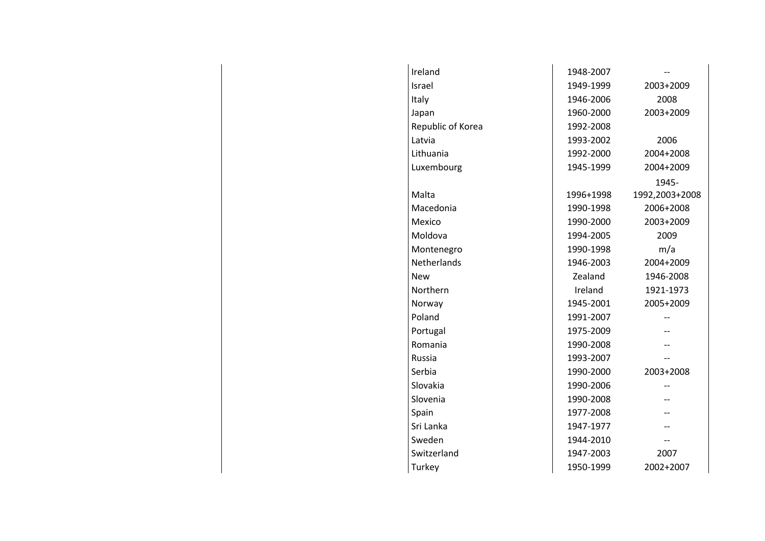| | | |
|---|---|---|
| Ireland | 1948-2007 | -- |
| Israel | 1949-1999 | 2003+2009 |
| Italy | 1946-2006 | 2008 |
| Japan | 1960-2000 | 2003+2009 |
| Republic of Korea | 1992-2008 | |
| Latvia | 1993-2002 | 2006 |
| Lithuania | 1992-2000 | 2004+2008 |
| Luxembourg | 1945-1999 | 2004+2009 |
| Malta | 1996+1998 | 1945-1992,2003+2008 |
| Macedonia | 1990-1998 | 2006+2008 |
| Mexico | 1990-2000 | 2003+2009 |
| Moldova | 1994-2005 | 2009 |
| Montenegro | 1990-1998 | m/a |
| Netherlands | 1946-2003 | 2004+2009 |
| New | Zealand | 1946-2008 |
| Northern | Ireland | 1921-1973 |
| Norway | 1945-2001 | 2005+2009 |
| Poland | 1991-2007 | -- |
| Portugal | 1975-2009 | -- |
| Romania | 1990-2008 | -- |
| Russia | 1993-2007 | -- |
| Serbia | 1990-2000 | 2003+2008 |
| Slovakia | 1990-2006 | -- |
| Slovenia | 1990-2008 | -- |
| Spain | 1977-2008 | -- |
| Sri Lanka | 1947-1977 | -- |
| Sweden | 1944-2010 | -- |
| Switzerland | 1947-2003 | 2007 |
| Turkey | 1950-1999 | 2002+2007 |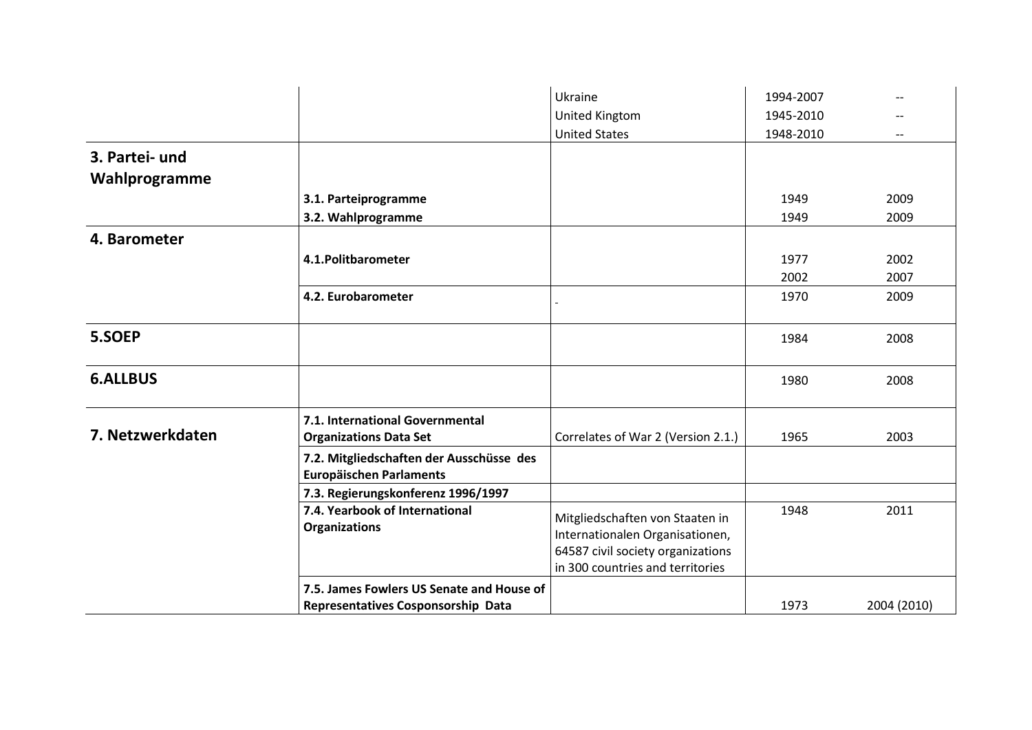| | | | | |
|---|---|---|---|---|
| | | Ukraine | 1994-2007 | -- |
| | | United Kingtom | 1945-2010 | -- |
| | | United States | 1948-2010 | -- |
| **3. Partei- und Wahlprogramme** | | | | |
| | **3.1. Parteiprogramme** | | 1949 | 2009 |
| | **3.2. Wahlprogramme** | | 1949 | 2009 |
| **4. Barometer** | | | | |
| | **4.1.Politbarometer** | | 1977 | 2002 |
| | | | 2002 | 2007 |
| | **4.2. Eurobarometer** | - | 1970 | 2009 |
| **5.SOEP** | | | 1984 | 2008 |
| **6.ALLBUS** | | | 1980 | 2008 |
| **7. Netzwerkdaten** | **7.1. International Governmental Organizations Data Set** | Correlates of War 2 (Version 2.1.) | 1965 | 2003 |
| | **7.2. Mitgliedschaften der Ausschüsse des Europäischen Parlaments** | | | |
| | **7.3. Regierungskonferenz 1996/1997** | | | |
| | **7.4. Yearbook of International Organizations** | Mitgliedschaften von Staaten in Internationalen Organisationen, 64587 civil society organizations in 300 countries and territories | 1948 | 2011 |
| | **7.5. James Fowlers US Senate and House of Representatives Cosponsorship Data** | | 1973 | 2004 (2010) |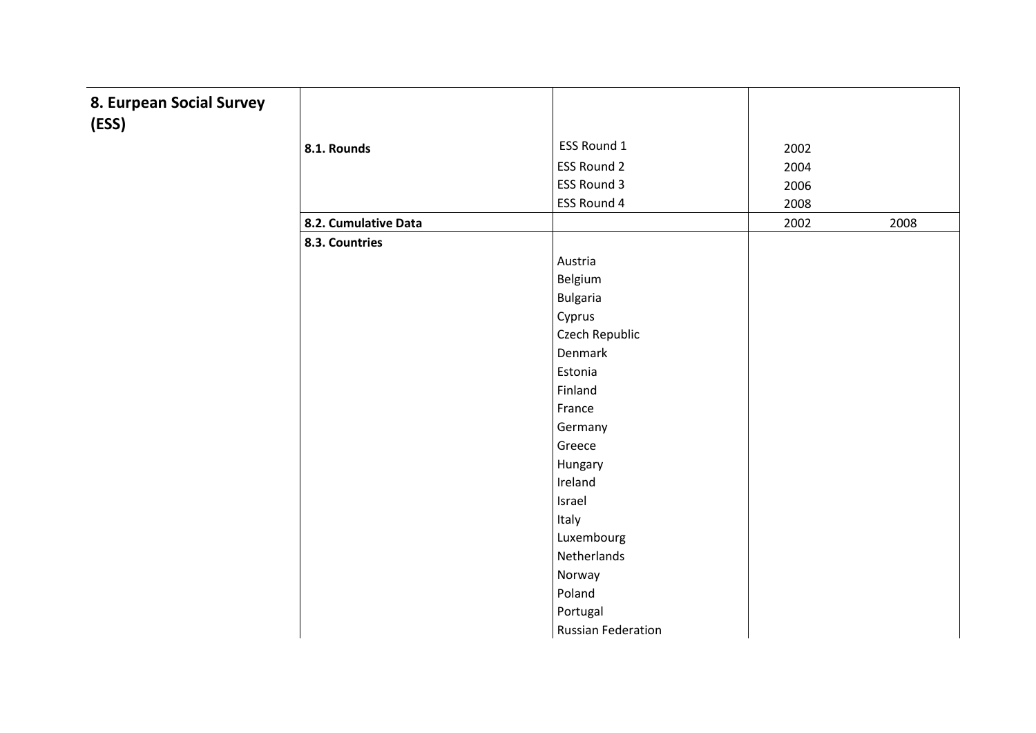| 8. Eurpean Social Survey (ESS) | | | | |
|---|---|---|---|---|
| | 8.1. Rounds | ESS Round 1 | 2002 | |
| | | ESS Round 2 | 2004 | |
| | | ESS Round 3 | 2006 | |
| | | ESS Round 4 | 2008 | |
| | 8.2. Cumulative Data | | 2002 | 2008 |
| | 8.3. Countries | | | |
| | | Austria | | |
| | | Belgium | | |
| | | Bulgaria | | |
| | | Cyprus | | |
| | | Czech Republic | | |
| | | Denmark | | |
| | | Estonia | | |
| | | Finland | | |
| | | France | | |
| | | Germany | | |
| | | Greece | | |
| | | Hungary | | |
| | | Ireland | | |
| | | Israel | | |
| | | Italy | | |
| | | Luxembourg | | |
| | | Netherlands | | |
| | | Norway | | |
| | | Poland | | |
| | | Portugal | | |
| | | Russian Federation | | |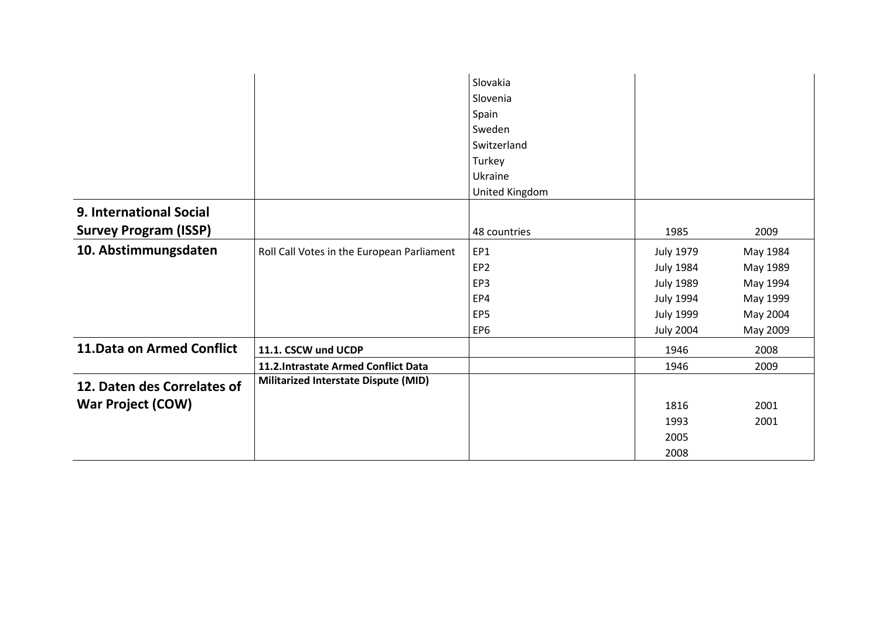| | | | | |
|---|---|---|---|---|
| | | Slovakia<br>Slovenia<br>Spain<br>Sweden<br>Switzerland<br>Turkey<br>Ukraine<br>United Kingdom | | |
| **9. International Social Survey Program (ISSP)** | | 48 countries | 1985 | 2009 |
| **10. Abstimmungsdaten** | Roll Call Votes in the European Parliament | EP1 | July 1979 | May 1984 |
| | | EP2 | July 1984 | May 1989 |
| | | EP3 | July 1989 | May 1994 |
| | | EP4 | July 1994 | May 1999 |
| | | EP5 | July 1999 | May 2004 |
| | | EP6 | July 2004 | May 2009 |
| **11.Data on Armed Conflict** | **11.1. CSCW und UCDP** | | 1946 | 2008 |
| | **11.2.Intrastate Armed Conflict Data** | | 1946 | 2009 |
| **12. Daten des Correlates of War Project (COW)** | **Militarized Interstate Dispute (MID)** | | 1816 | 2001 |
| | | | 1993 | 2001 |
| | | | 2005 | |
| | | | 2008 | |